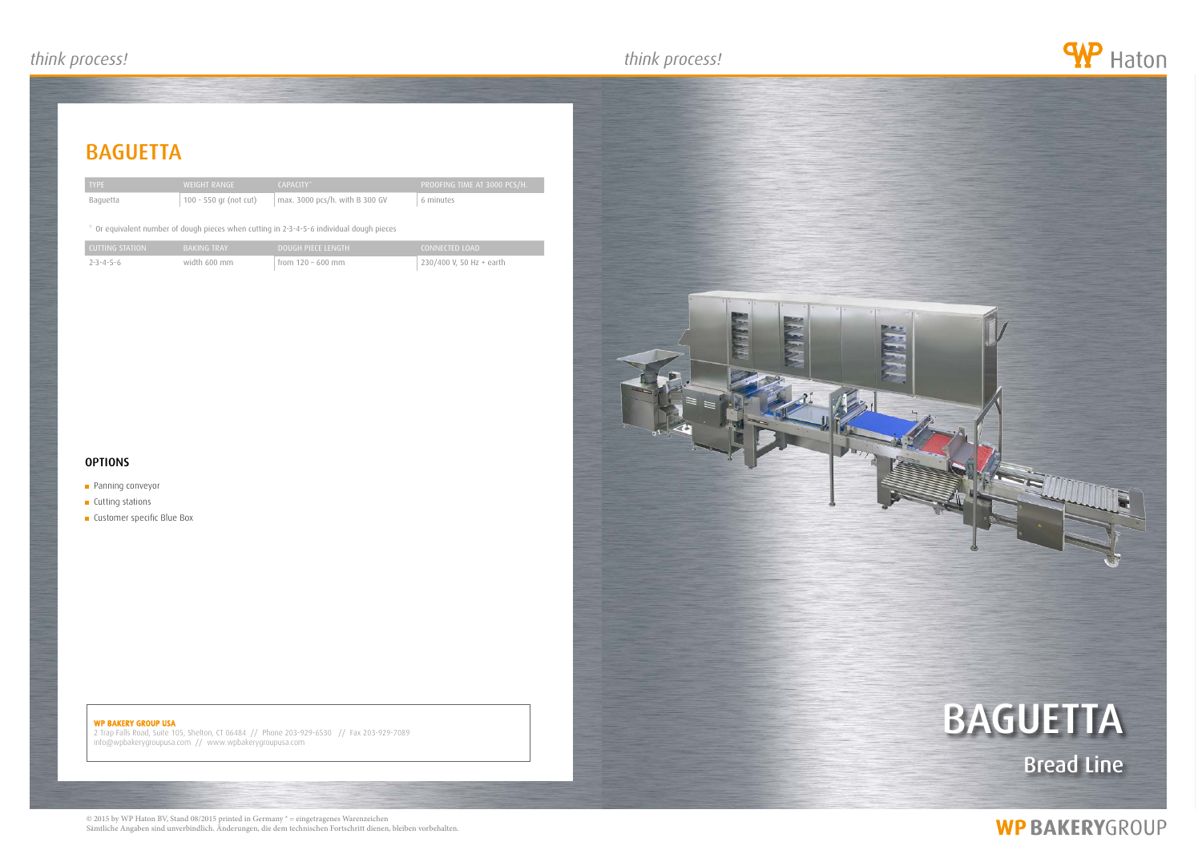# BAGUETTA

| TYPE | WEIGHT RANGE | CAPACITY* | PROOFING TIME AT 3000 PCS/H. |
| --- | --- | --- | --- |
| Baguetta | 100 - 550 gr (not cut) | max. 3000 pcs/h. with B 300 GV | 6 minutes |

* Or equivalent number of dough pieces when cutting in 2-3-4-5-6 individual dough pieces

| CUTTING STATION | BAKING TRAY | DOUGH PIECE LENGTH | CONNECTED LOAD |
| --- | --- | --- | --- |
| 2-3-4-5-6 | width 600 mm | from 120 - 600 mm | 230/400 V, 50 Hz + earth |

### OPTIONS

- Panning conveyor
- Cutting stations
- Customer specific Blue Box

**WP BAKERY GROUP USA**
2 Trap Falls Road, Suite 105, Shelton, CT 06484 // Phone 203-929-6530 // Fax 203-929-7089
info@wpbakerygroupusa.com // www.wpbakerygroupusa.com

# BAGUETTA

## Bread Line

© 2015 by WP Haton BV, Stand 08/2015 printed in Germany ® = eingetragenes Warenzeichen
Sämtliche Angaben sind unverbindlich. Änderungen, die dem technischen Fortschritt dienen, bleiben vorbehalten.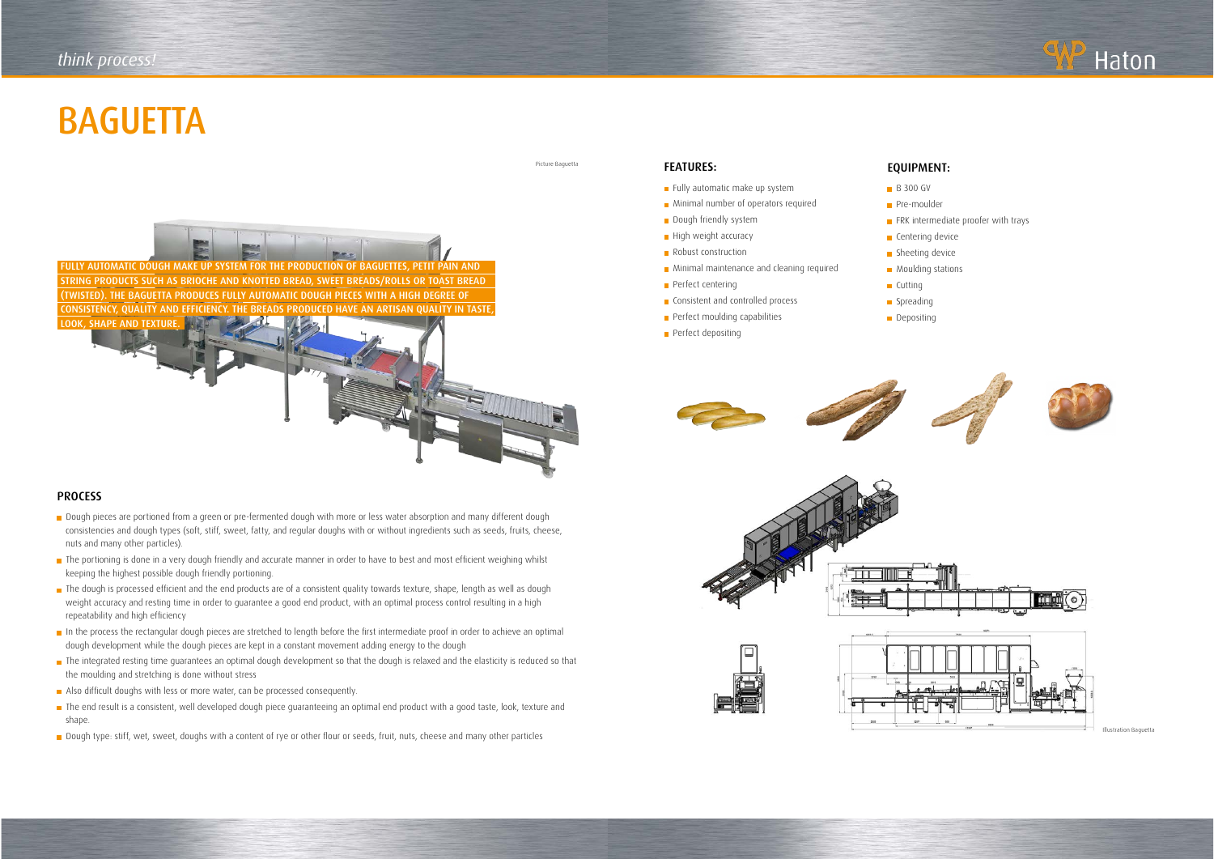# BAGUETTA

Picture Baguetta

**FULLY AUTOMATIC DOUGH MAKE UP SYSTEM FOR THE PRODUCTION OF BAGUETTES, PETIT PAIN AND STRING PRODUCTS SUCH AS BRIOCHE AND KNOTTED BREAD, SWEET BREADS/ROLLS OR TOAST BREAD (TWISTED). THE BAGUETTA PRODUCES FULLY AUTOMATIC DOUGH PIECES WITH A HIGH DEGREE OF CONSISTENCY, QUALITY AND EFFICIENCY. THE BREADS PRODUCED HAVE AN ARTISAN QUALITY IN TASTE, LOOK, SHAPE AND TEXTURE.**

## PROCESS

- Dough pieces are portioned from a green or pre-fermented dough with more or less water absorption and many different dough consistencies and dough types (soft, stiff, sweet, fatty, and regular doughs with or without ingredients such as seeds, fruits, cheese, nuts and many other particles).
- The portioning is done in a very dough friendly and accurate manner in order to have to best and most efficient weighing whilst keeping the highest possible dough friendly portioning.
- The dough is processed efficient and the end products are of a consistent quality towards texture, shape, length as well as dough weight accuracy and resting time in order to guarantee a good end product, with an optimal process control resulting in a high repeatability and high efficiency
- In the process the rectangular dough pieces are stretched to length before the first intermediate proof in order to achieve an optimal dough development while the dough pieces are kept in a constant movement adding energy to the dough
- The integrated resting time guarantees an optimal dough development so that the dough is relaxed and the elasticity is reduced so that the moulding and stretching is done without stress
- Also difficult doughs with less or more water, can be processed consequently.
- The end result is a consistent, well developed dough piece guaranteeing an optimal end product with a good taste, look, texture and shape.
- Dough type: stiff, wet, sweet, doughs with a content of rye or other flour or seeds, fruit, nuts, cheese and many other particles

## FEATURES:

- Fully automatic make up system
- Minimal number of operators required
- Dough friendly system
- High weight accuracy
- Robust construction
- Minimal maintenance and cleaning required
- Perfect centering
- Consistent and controlled process
- Perfect moulding capabilities
- Perfect depositing

## EQUIPMENT:

- B 300 GV
- Pre-moulder
- FRK intermediate proofer with trays
- Centering device
- Sheeting device
- Moulding stations
- Cutting
- Spreading
- Depositing

Illustration Baguetta